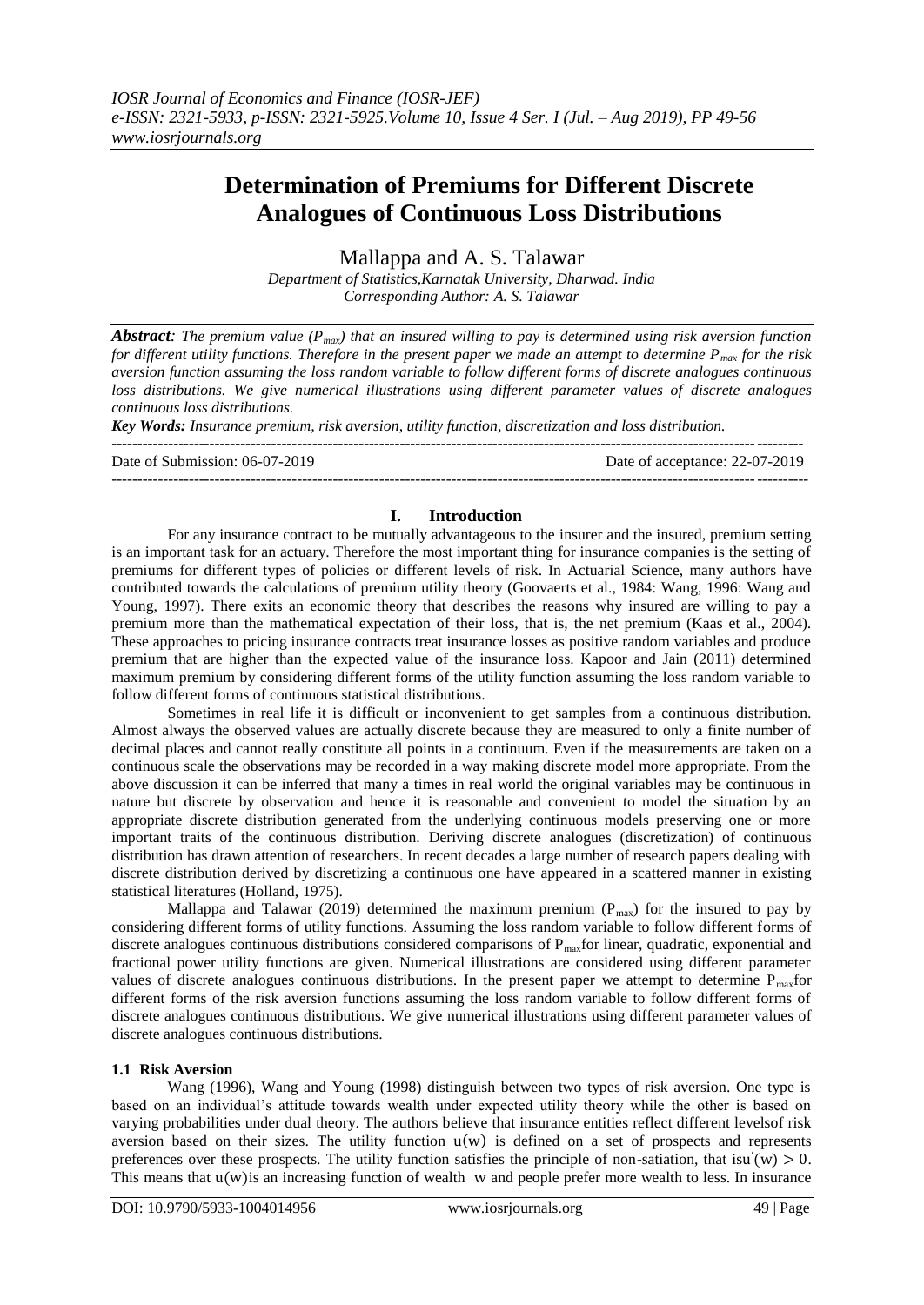# Determination of Premiums for Different Discrete Analogues of Continuous Loss Distributions

Mallappa and A. S. Talawar

*Department of Statistics, Karnatak University, Dharwad. India*
*Corresponding Author: A. S. Talawar*

***Abstract**: The premium value ($P_{max}$) that an insured willing to pay is determined using risk aversion function for different utility functions. Therefore in the present paper we made an attempt to determine $P_{max}$ for the risk aversion function assuming the loss random variable to follow different forms of discrete analogues continuous loss distributions. We give numerical illustrations using different parameter values of discrete analogues continuous loss distributions.*

***Key Words**: Insurance premium, risk aversion, utility function, discretization and loss distribution.*

---

Date of Submission: 06-07-2019 | Date of acceptance: 22-07-2019

---

## I. Introduction

For any insurance contract to be mutually advantageous to the insurer and the insured, premium setting is an important task for an actuary. Therefore the most important thing for insurance companies is the setting of premiums for different types of policies or different levels of risk. In Actuarial Science, many authors have contributed towards the calculations of premium utility theory (Goovaerts et al., 1984: Wang, 1996: Wang and Young, 1997). There exits an economic theory that describes the reasons why insured are willing to pay a premium more than the mathematical expectation of their loss, that is, the net premium (Kaas et al., 2004). These approaches to pricing insurance contracts treat insurance losses as positive random variables and produce premium that are higher than the expected value of the insurance loss. Kapoor and Jain (2011) determined maximum premium by considering different forms of the utility function assuming the loss random variable to follow different forms of continuous statistical distributions.

Sometimes in real life it is difficult or inconvenient to get samples from a continuous distribution. Almost always the observed values are actually discrete because they are measured to only a finite number of decimal places and cannot really constitute all points in a continuum. Even if the measurements are taken on a continuous scale the observations may be recorded in a way making discrete model more appropriate. From the above discussion it can be inferred that many a times in real world the original variables may be continuous in nature but discrete by observation and hence it is reasonable and convenient to model the situation by an appropriate discrete distribution generated from the underlying continuous models preserving one or more important traits of the continuous distribution. Deriving discrete analogues (discretization) of continuous distribution has drawn attention of researchers. In recent decades a large number of research papers dealing with discrete distribution derived by discretizing a continuous one have appeared in a scattered manner in existing statistical literatures (Holland, 1975).

Mallappa and Talawar (2019) determined the maximum premium ($P_{max}$) for the insured to pay by considering different forms of utility functions. Assuming the loss random variable to follow different forms of discrete analogues continuous distributions considered comparisons of $P_{max}$ for linear, quadratic, exponential and fractional power utility functions are given. Numerical illustrations are considered using different parameter values of discrete analogues continuous distributions. In the present paper we attempt to determine $P_{max}$ for different forms of the risk aversion functions assuming the loss random variable to follow different forms of discrete analogues continuous distributions. We give numerical illustrations using different parameter values of discrete analogues continuous distributions.

### 1.1 Risk Aversion

Wang (1996), Wang and Young (1998) distinguish between two types of risk aversion. One type is based on an individual's attitude towards wealth under expected utility theory while the other is based on varying probabilities under dual theory. The authors believe that insurance entities reflect different levels of risk aversion based on their sizes. The utility function $u(w)$ is defined on a set of prospects and represents preferences over these prospects. The utility function satisfies the principle of non-satiation, that is $u'(w) > 0$. This means that $u(w)$ is an increasing function of wealth $w$ and people prefer more wealth to less. In insurance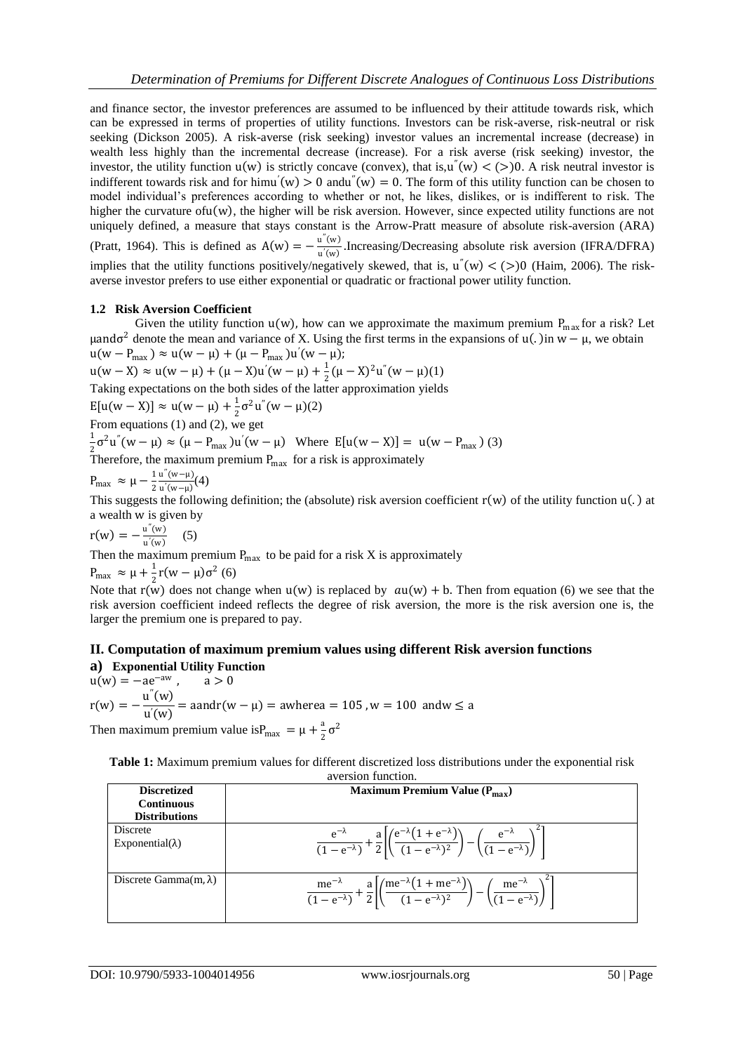and finance sector, the investor preferences are assumed to be influenced by their attitude towards risk, which can be expressed in terms of properties of utility functions. Investors can be risk-averse, risk-neutral or risk seeking (Dickson 2005). A risk-averse (risk seeking) investor values an incremental increase (decrease) in wealth less highly than the incremental decrease (increase). For a risk averse (risk seeking) investor, the investor, the utility function $u(w)$ is strictly concave (convex), that is, $u''(w) < (>) 0$. A risk neutral investor is indifferent towards risk and for him $u'(w) > 0$ and $u''(w) = 0$. The form of this utility function can be chosen to model individual's preferences according to whether or not, he likes, dislikes, or is indifferent to risk. The higher the curvature of $u(w)$, the higher will be risk aversion. However, since expected utility functions are not uniquely defined, a measure that stays constant is the Arrow-Pratt measure of absolute risk-aversion (ARA) (Pratt, 1964). This is defined as $A(w) = -\frac{u''(w)}{u'(w)}$. Increasing/Decreasing absolute risk aversion (IFRA/DFRA) implies that the utility functions positively/negatively skewed, that is, $u''(w) < (>) 0$ (Haim, 2006). The risk-averse investor prefers to use either exponential or quadratic or fractional power utility function.

### 1.2 Risk Aversion Coefficient

Given the utility function $u(w)$, how can we approximate the maximum premium $P_{max}$ for a risk? Let $\mu$ and $\sigma^2$ denote the mean and variance of X. Using the first terms in the expansions of $u(.)$ in $w - \mu$, we obtain

$u(w - P_{max}) \approx u(w - \mu) + (\mu - P_{max})u'(w - \mu)$;

$u(w - X) \approx u(w - \mu) + (\mu - X)u'(w - \mu) + \frac{1}{2}(\mu - X)^2 u''(w - \mu)$ (1)

Taking expectations on the both sides of the latter approximation yields

$E[u(w - X)] \approx u(w - \mu) + \frac{1}{2}\sigma^2 u''(w - \mu)$ (2)

From equations (1) and (2), we get

$\frac{1}{2}\sigma^2 u''(w - \mu) \approx (\mu - P_{max})u'(w - \mu)$ Where $E[u(w - X)] = u(w - P_{max})$ (3)

Therefore, the maximum premium $P_{max}$ for a risk is approximately

$P_{max} \approx \mu - \frac{1}{2}\frac{u''(w-\mu)}{u'(w-\mu)}$ (4)

This suggests the following definition; the (absolute) risk aversion coefficient $r(w)$ of the utility function $u(.)$ at a wealth w is given by

$r(w) = -\frac{u''(w)}{u'(w)}$ (5)

Then the maximum premium $P_{max}$ to be paid for a risk X is approximately

$P_{max} \approx \mu + \frac{1}{2} r(w - \mu)\sigma^2$ (6)

Note that $r(w)$ does not change when $u(w)$ is replaced by $au(w) + b$. Then from equation (6) we see that the risk aversion coefficient indeed reflects the degree of risk aversion, the more is the risk aversion one is, the larger the premium one is prepared to pay.

## II. Computation of maximum premium values using different Risk aversion functions

### a) Exponential Utility Function

$u(w) = -ae^{-aw}$, $\quad a > 0$

$r(w) = -\frac{u''(w)}{u'(w)} = a$ and $r(w - \mu) = a$ where $a = 105$, $w = 100$ and $w \leq a$

Then maximum premium value is $P_{max} = \mu + \frac{a}{2}\sigma^2$

**Table 1:** Maximum premium values for different discretized loss distributions under the exponential risk aversion function.

| Discretized Continuous Distributions | Maximum Premium Value ($P_{max}$) |
|---|---|
| Discrete Exponential($\lambda$) | $\frac{e^{-\lambda}}{(1-e^{-\lambda})} + \frac{a}{2}\left[\left(\frac{e^{-\lambda}(1+e^{-\lambda})}{(1-e^{-\lambda})^2}\right) - \left(\frac{e^{-\lambda}}{(1-e^{-\lambda})}\right)^2\right]$ |
| Discrete Gamma(m, $\lambda$) | $\frac{me^{-\lambda}}{(1-e^{-\lambda})} + \frac{a}{2}\left[\left(\frac{me^{-\lambda}(1+me^{-\lambda})}{(1-e^{-\lambda})^2}\right) - \left(\frac{me^{-\lambda}}{(1-e^{-\lambda})}\right)^2\right]$ |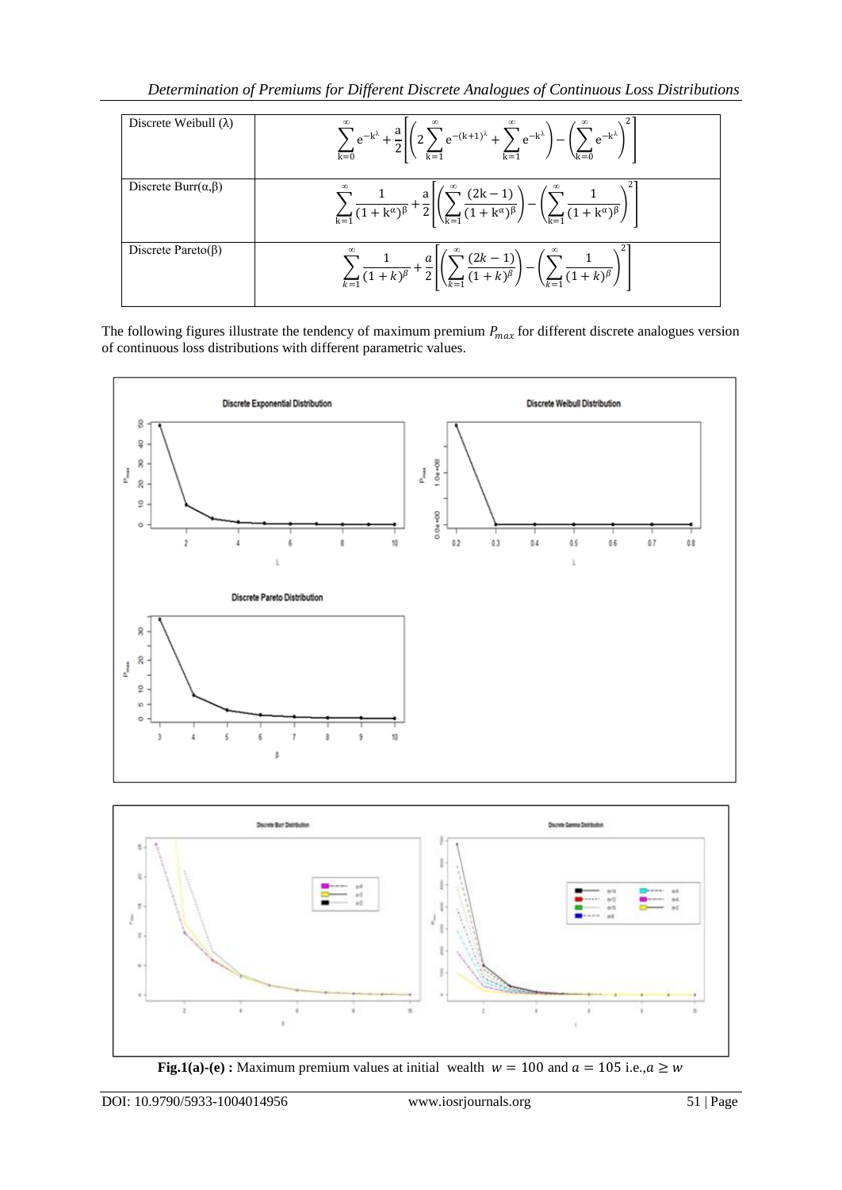| Discrete Weibull (λ) | $\sum_{k=0}^{\infty} e^{-k^{\lambda}} + \frac{a}{2}\left[\left(2\sum_{k=1}^{\infty} e^{-(k+1)^{\lambda}} + \sum_{k=1}^{\infty} e^{-k^{\lambda}}\right) - \left(\sum_{k=0}^{\infty} e^{-k^{\lambda}}\right)^2\right]$ |
|---|---|
| Discrete Burr(α,β) | $\sum_{k=1}^{\infty} \frac{1}{(1+k^{\alpha})^{\beta}} + \frac{a}{2}\left[\left(\sum_{k=1}^{\infty} \frac{(2k-1)}{(1+k^{\alpha})^{\beta}}\right) - \left(\sum_{k=1}^{\infty} \frac{1}{(1+k^{\alpha})^{\beta}}\right)^2\right]$ |
| Discrete Pareto(β) | $\sum_{k=1}^{\infty} \frac{1}{(1+k)^{\beta}} + \frac{a}{2}\left[\left(\sum_{k=1}^{\infty} \frac{(2k-1)}{(1+k)^{\beta}}\right) - \left(\sum_{k=1}^{\infty} \frac{1}{(1+k)^{\beta}}\right)^2\right]$ |

The following figures illustrate the tendency of maximum premium $P_{max}$ for different discrete analogues version of continuous loss distributions with different parametric values.

**Fig.1(a)-(e) :** Maximum premium values at initial wealth $w = 100$ and $a = 105$ i.e.,$a \geq w$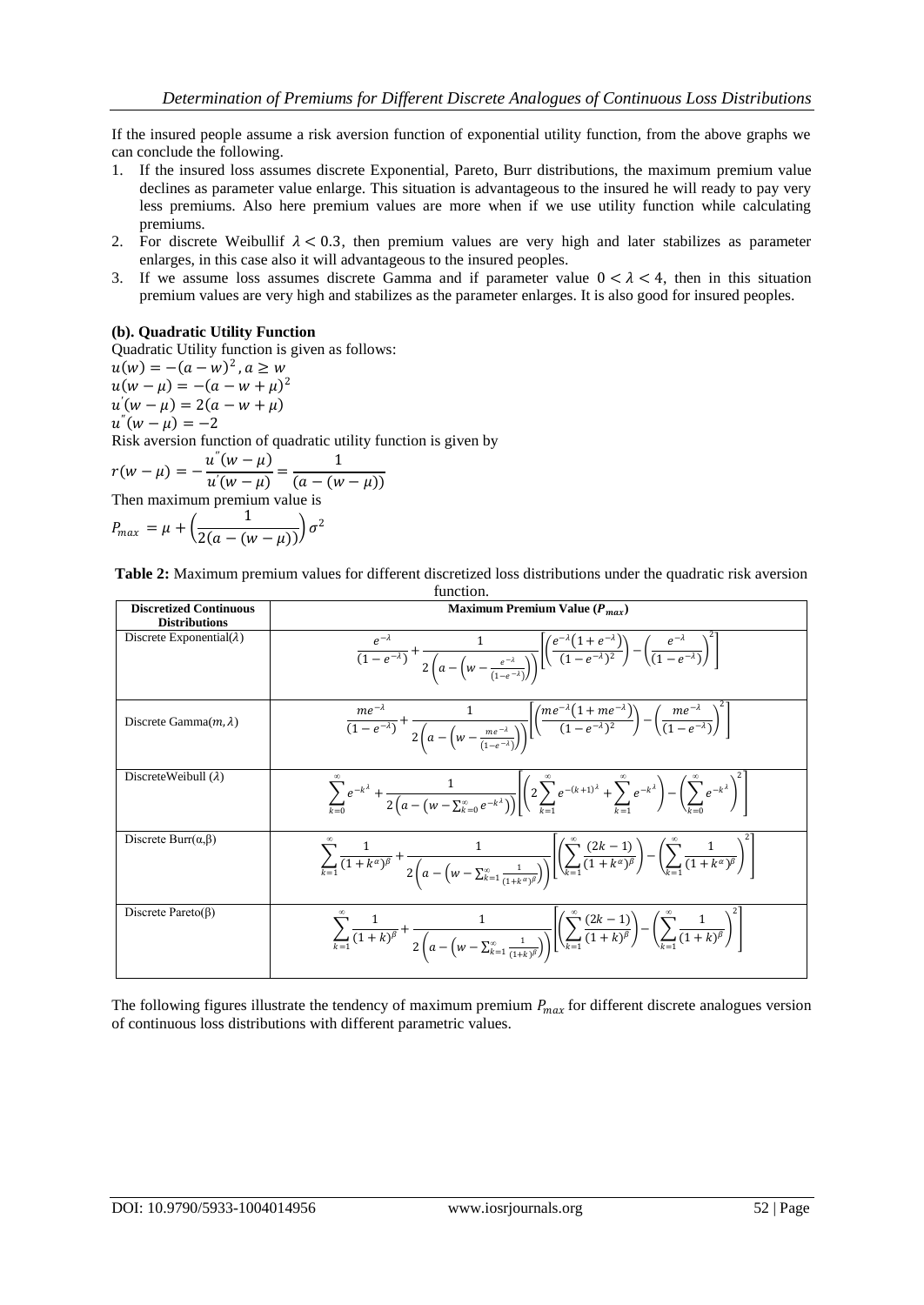If the insured people assume a risk aversion function of exponential utility function, from the above graphs we can conclude the following.

1. If the insured loss assumes discrete Exponential, Pareto, Burr distributions, the maximum premium value declines as parameter value enlarge. This situation is advantageous to the insured he will ready to pay very less premiums. Also here premium values are more when if we use utility function while calculating premiums.
2. For discrete Weibullif $\lambda < 0.3$, then premium values are very high and later stabilizes as parameter enlarges, in this case also it will advantageous to the insured peoples.
3. If we assume loss assumes discrete Gamma and if parameter value $0 < \lambda < 4$, then in this situation premium values are very high and stabilizes as the parameter enlarges. It is also good for insured peoples.

**(b). Quadratic Utility Function**

Quadratic Utility function is given as follows:

$u(w) = -(a-w)^2, a \geq w$

$u(w-\mu) = -(a-w+\mu)^2$

$u'(w-\mu) = 2(a-w+\mu)$

$u''(w-\mu) = -2$

Risk aversion function of quadratic utility function is given by

$$r(w-\mu) = -\frac{u''(w-\mu)}{u'(w-\mu)} = \frac{1}{(a-(w-\mu))}$$

Then maximum premium value is

$$P_{max} = \mu + \left(\frac{1}{2(a-(w-\mu))}\right)\sigma^2$$

**Table 2:** Maximum premium values for different discretized loss distributions under the quadratic risk aversion function.

| Discretized Continuous Distributions | Maximum Premium Value ($P_{max}$) |
|---|---|
| Discrete Exponential($\lambda$) | $\frac{e^{-\lambda}}{(1-e^{-\lambda})} + \frac{1}{2\left(a-\left(w-\frac{e^{-\lambda}}{(1-e^{-\lambda})}\right)\right)}\left[\left(\frac{e^{-\lambda}(1+e^{-\lambda})}{(1-e^{-\lambda})^2}\right) - \left(\frac{e^{-\lambda}}{(1-e^{-\lambda})}\right)^2\right]$ |
| Discrete Gamma($m,\lambda$) | $\frac{me^{-\lambda}}{(1-e^{-\lambda})} + \frac{1}{2\left(a-\left(w-\frac{me^{-\lambda}}{(1-e^{-\lambda})}\right)\right)}\left[\left(\frac{me^{-\lambda}(1+me^{-\lambda})}{(1-e^{-\lambda})^2}\right) - \left(\frac{me^{-\lambda}}{(1-e^{-\lambda})}\right)^2\right]$ |
| DiscreteWeibull ($\lambda$) | $\sum_{k=0}^{\infty} e^{-k^{\lambda}} + \frac{1}{2\left(a-\left(w-\sum_{k=0}^{\infty} e^{-k^{\lambda}}\right)\right)}\left[\left(2\sum_{k=1}^{\infty} e^{-(k+1)^{\lambda}} + \sum_{k=1}^{\infty} e^{-k^{\lambda}}\right) - \left(\sum_{k=0}^{\infty} e^{-k^{\lambda}}\right)^2\right]$ |
| Discrete Burr($\alpha,\beta$) | $\sum_{k=1}^{\infty} \frac{1}{(1+k^{\alpha})^{\beta}} + \frac{1}{2\left(a-\left(w-\sum_{k=1}^{\infty}\frac{1}{(1+k^{\alpha})^{\beta}}\right)\right)}\left[\left(\sum_{k=1}^{\infty}\frac{(2k-1)}{(1+k^{\alpha})^{\beta}}\right) - \left(\sum_{k=1}^{\infty}\frac{1}{(1+k^{\alpha})^{\beta}}\right)^2\right]$ |
| Discrete Pareto($\beta$) | $\sum_{k=1}^{\infty} \frac{1}{(1+k)^{\beta}} + \frac{1}{2\left(a-\left(w-\sum_{k=1}^{\infty}\frac{1}{(1+k)^{\beta}}\right)\right)}\left[\left(\sum_{k=1}^{\infty}\frac{(2k-1)}{(1+k)^{\beta}}\right) - \left(\sum_{k=1}^{\infty}\frac{1}{(1+k)^{\beta}}\right)^2\right]$ |

The following figures illustrate the tendency of maximum premium $P_{max}$ for different discrete analogues version of continuous loss distributions with different parametric values.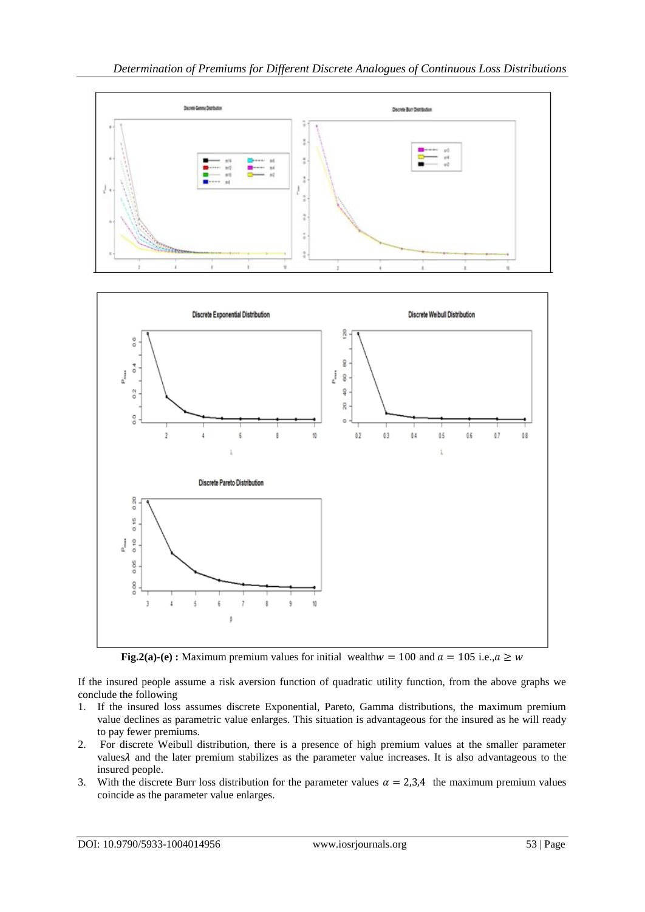**Fig.2(a)-(e) :** Maximum premium values for initial wealth $w = 100$ and $a = 105$ i.e., $a \geq w$

If the insured people assume a risk aversion function of quadratic utility function, from the above graphs we conclude the following

1. If the insured loss assumes discrete Exponential, Pareto, Gamma distributions, the maximum premium value declines as parametric value enlarges. This situation is advantageous for the insured as he will ready to pay fewer premiums.
2. For discrete Weibull distribution, there is a presence of high premium values at the smaller parameter values $\lambda$ and the later premium stabilizes as the parameter value increases. It is also advantageous to the insured people.
3. With the discrete Burr loss distribution for the parameter values $\alpha = 2,3,4$ the maximum premium values coincide as the parameter value enlarges.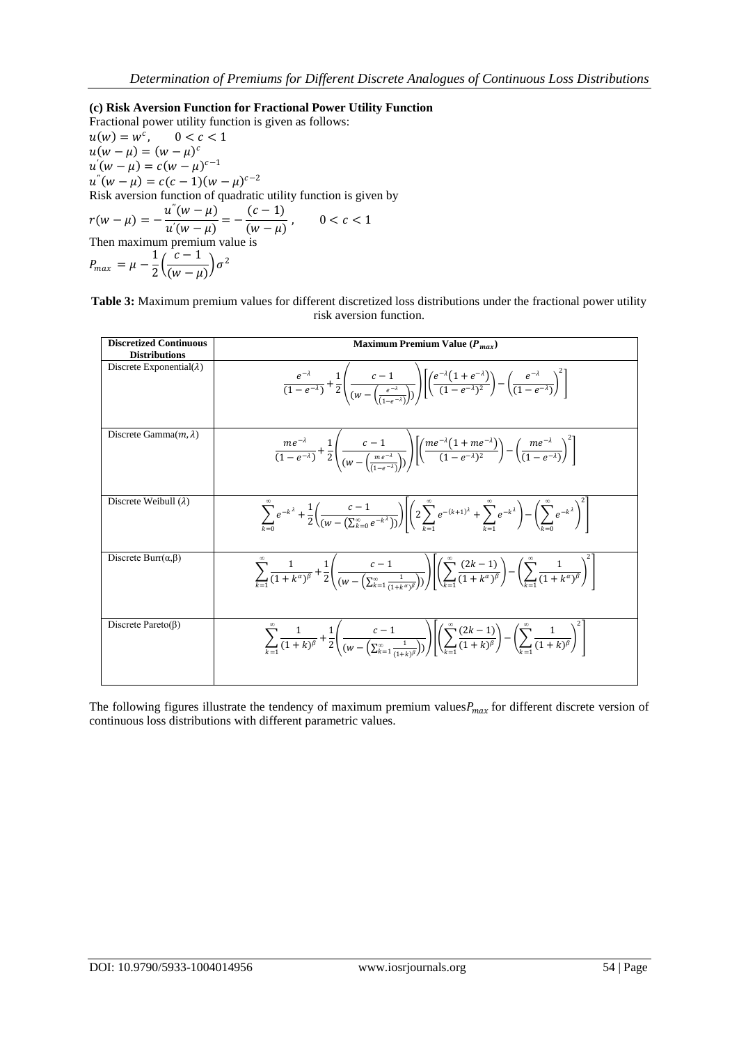**(c) Risk Aversion Function for Fractional Power Utility Function**

Fractional power utility function is given as follows:

$u(w) = w^c, \quad 0 < c < 1$

$u(w-\mu) = (w-\mu)^c$

$u^{'}(w-\mu) = c(w-\mu)^{c-1}$

$u^{''}(w-\mu) = c(c-1)(w-\mu)^{c-2}$

Risk aversion function of quadratic utility function is given by

$$r(w-\mu) = -\frac{u^{''}(w-\mu)}{u^{'}(w-\mu)} = -\frac{(c-1)}{(w-\mu)}, \quad 0 < c < 1$$

Then maximum premium value is

$$P_{max} = \mu - \frac{1}{2}\left(\frac{c-1}{(w-\mu)}\right)\sigma^2$$

**Table 3:** Maximum premium values for different discretized loss distributions under the fractional power utility risk aversion function.

| Discretized Continuous Distributions | Maximum Premium Value ($P_{max}$) |
|---|---|
| Discrete Exponential($\lambda$) | $\frac{e^{-\lambda}}{(1-e^{-\lambda})} + \frac{1}{2}\left(\frac{c-1}{(w-\left(\frac{e^{-\lambda}}{(1-e^{-\lambda})}\right))}\right)\left[\left(\frac{e^{-\lambda}(1+e^{-\lambda})}{(1-e^{-\lambda})^2}\right) - \left(\frac{e^{-\lambda}}{(1-e^{-\lambda})}\right)^2\right]$ |
| Discrete Gamma($m, \lambda$) | $\frac{me^{-\lambda}}{(1-e^{-\lambda})} + \frac{1}{2}\left(\frac{c-1}{(w-\left(\frac{me^{-\lambda}}{(1-e^{-\lambda})}\right))}\right)\left[\left(\frac{me^{-\lambda}(1+me^{-\lambda})}{(1-e^{-\lambda})^2}\right) - \left(\frac{me^{-\lambda}}{(1-e^{-\lambda})}\right)^2\right]$ |
| Discrete Weibull ($\lambda$) | $\sum_{k=0}^{\infty} e^{-k^{\lambda}} + \frac{1}{2}\left(\frac{c-1}{(w-(\sum_{k=0}^{\infty} e^{-k^{\lambda}}))}\right)\left[\left(2\sum_{k=1}^{\infty} e^{-(k+1)^{\lambda}} + \sum_{k=1}^{\infty} e^{-k^{\lambda}}\right) - \left(\sum_{k=0}^{\infty} e^{-k^{\lambda}}\right)^2\right]$ |
| Discrete Burr($\alpha$,$\beta$) | $\sum_{k=1}^{\infty} \frac{1}{(1+k^{\alpha})^{\beta}} + \frac{1}{2}\left(\frac{c-1}{(w-\left(\sum_{k=1}^{\infty}\frac{1}{(1+k^{\alpha})^{\beta}}\right))}\right)\left[\left(\sum_{k=1}^{\infty}\frac{(2k-1)}{(1+k^{\alpha})^{\beta}}\right) - \left(\sum_{k=1}^{\infty}\frac{1}{(1+k^{\alpha})^{\beta}}\right)^2\right]$ |
| Discrete Pareto($\beta$) | $\sum_{k=1}^{\infty} \frac{1}{(1+k)^{\beta}} + \frac{1}{2}\left(\frac{c-1}{(w-\left(\sum_{k=1}^{\infty}\frac{1}{(1+k)^{\beta}}\right))}\right)\left[\left(\sum_{k=1}^{\infty}\frac{(2k-1)}{(1+k)^{\beta}}\right) - \left(\sum_{k=1}^{\infty}\frac{1}{(1+k)^{\beta}}\right)^2\right]$ |

The following figures illustrate the tendency of maximum premium values $P_{max}$ for different discrete version of continuous loss distributions with different parametric values.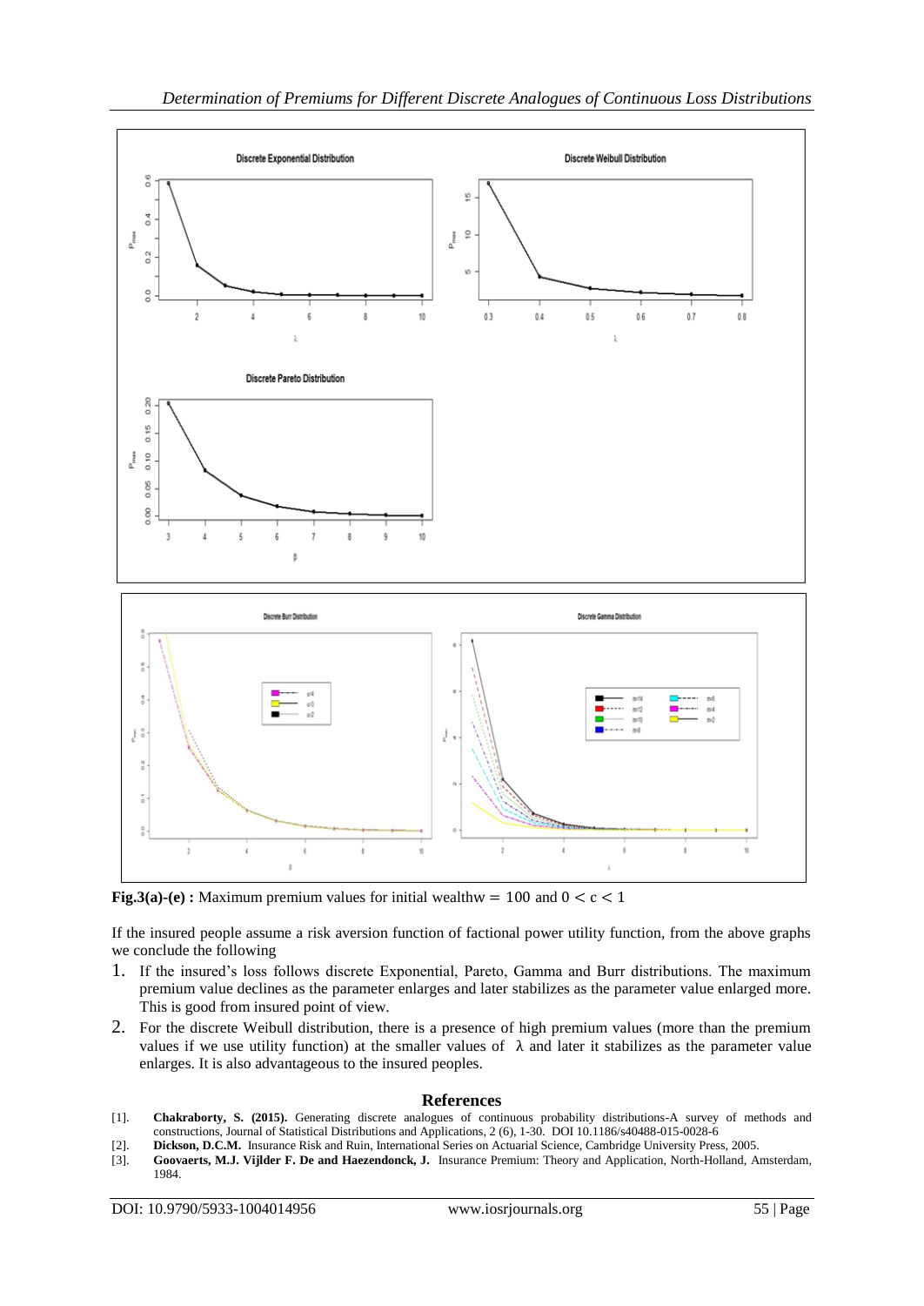**Fig.3(a)-(e) :** Maximum premium values for initial wealth$w = 100$ and $0 < c < 1$

If the insured people assume a risk aversion function of factional power utility function, from the above graphs we conclude the following

1. If the insured's loss follows discrete Exponential, Pareto, Gamma and Burr distributions. The maximum premium value declines as the parameter enlarges and later stabilizes as the parameter value enlarged more. This is good from insured point of view.
2. For the discrete Weibull distribution, there is a presence of high premium values (more than the premium values if we use utility function) at the smaller values of $\lambda$ and later it stabilizes as the parameter value enlarges. It is also advantageous to the insured peoples.

## References

[1]. **Chakraborty, S. (2015).** Generating discrete analogues of continuous probability distributions-A survey of methods and constructions, Journal of Statistical Distributions and Applications, 2 (6), 1-30. DOI 10.1186/s40488-015-0028-6

[2]. **Dickson, D.C.M.** Insurance Risk and Ruin, International Series on Actuarial Science, Cambridge University Press, 2005.

[3]. **Goovaerts, M.J. Vijlder F. De and Haezendonck, J.** Insurance Premium: Theory and Application, North-Holland, Amsterdam, 1984.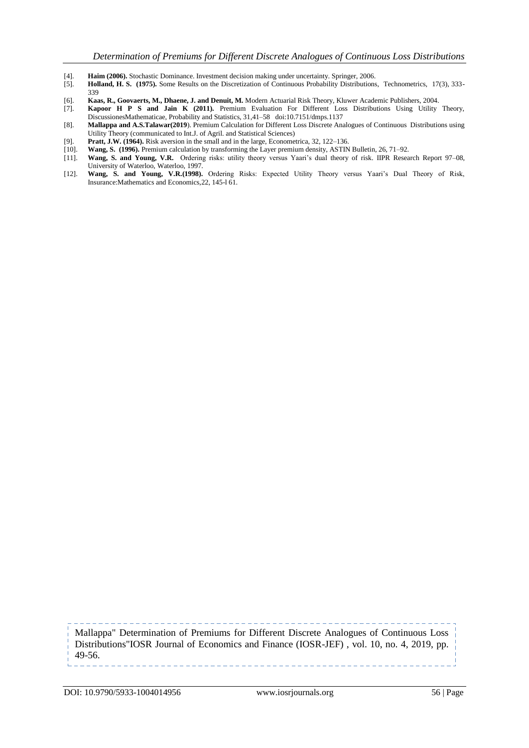[4]. **Haim (2006).** Stochastic Dominance. Investment decision making under uncertainty. Springer, 2006.

[5]. **Holland, H. S. (1975).** Some Results on the Discretization of Continuous Probability Distributions, Technometrics, 17(3), 333-339

[6]. **Kaas, R., Goovaerts, M., Dhaene, J. and Denuit, M.** Modern Actuarial Risk Theory, Kluwer Academic Publishers, 2004.

[7]. **Kapoor H P S and Jain K (2011).** Premium Evaluation For Different Loss Distributions Using Utility Theory, DiscussionesMathematicae, Probability and Statistics, 31,41–58 doi:10.7151/dmps.1137

[8]. **Mallappa and A.S.Talawar(2019**). Premium Calculation for Different Loss Discrete Analogues of Continuous Distributions using Utility Theory (communicated to Int.J. of Agril. and Statistical Sciences)

[9]. **Pratt, J.W. (1964).** Risk aversion in the small and in the large, Econometrica, 32, 122–136.

[10]. **Wang, S. (1996).** Premium calculation by transforming the Layer premium density, ASTIN Bulletin, 26, 71–92.

[11]. **Wang, S. and Young, V.R.** Ordering risks: utility theory versus Yaari's dual theory of risk. IIPR Research Report 97–08, University of Waterloo, Waterloo, 1997.

[12]. **Wang, S. and Young, V.R.(1998).** Ordering Risks: Expected Utility Theory versus Yaari's Dual Theory of Risk, Insurance:Mathematics and Economics,22, 145-l 61.

Mallappa" Determination of Premiums for Different Discrete Analogues of Continuous Loss Distributions"IOSR Journal of Economics and Finance (IOSR-JEF) , vol. 10, no. 4, 2019, pp. 49-56.